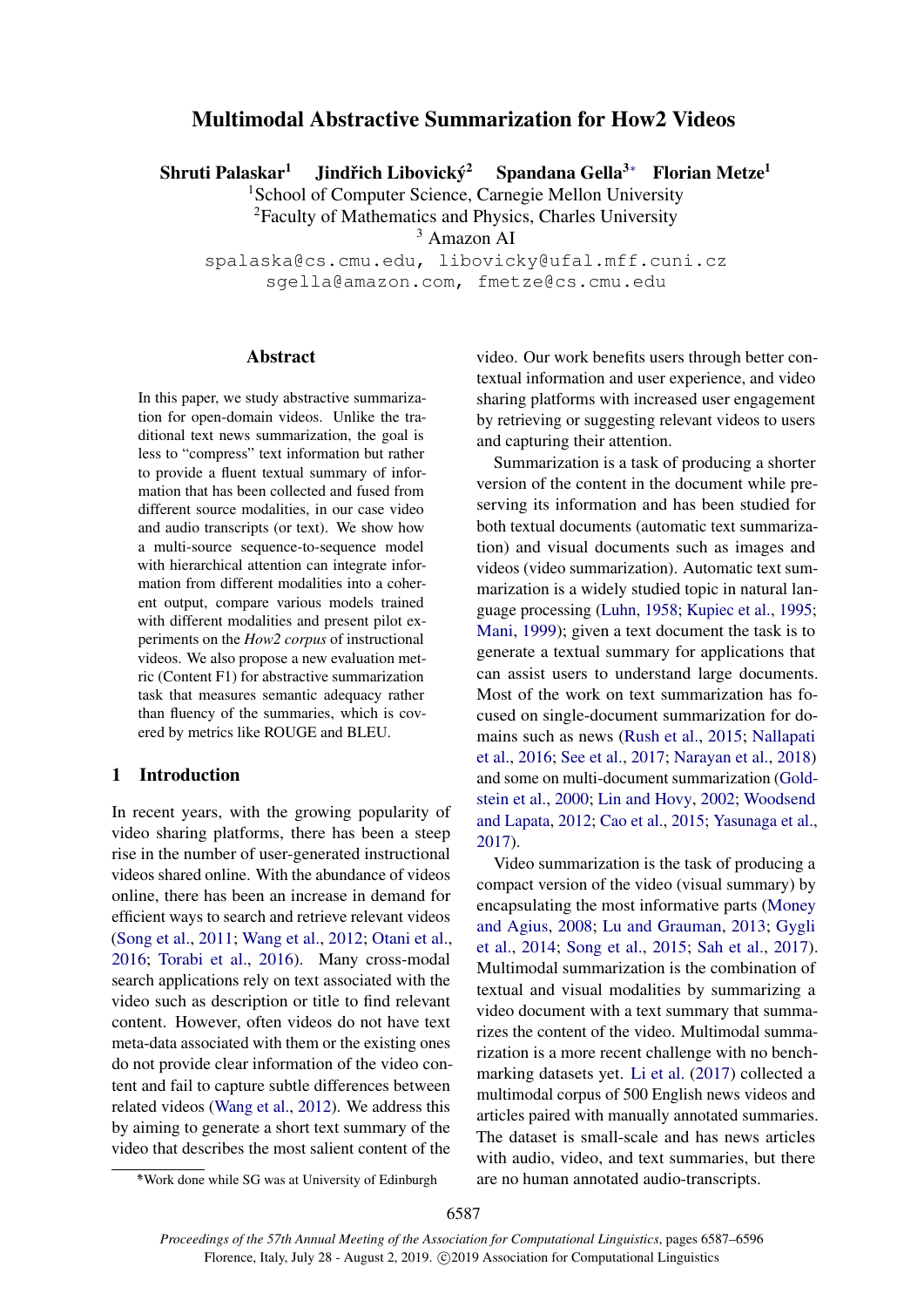# Multimodal Abstractive Summarization for How2 Videos

**Shruti Palaskar**[1] **Jindřich Libovický**[2] **Spandana Gella**[3]* **Florian Metze**[1]

[1]School of Computer Science, Carnegie Mellon University
[2]Faculty of Mathematics and Physics, Charles University
[3] Amazon AI

spalaska@cs.cmu.edu, libovicky@ufal.mff.cuni.cz
sgella@amazon.com, fmetze@cs.cmu.edu

## Abstract

In this paper, we study abstractive summarization for open-domain videos. Unlike the traditional text news summarization, the goal is less to "compress" text information but rather to provide a fluent textual summary of information that has been collected and fused from different source modalities, in our case video and audio transcripts (or text). We show how a multi-source sequence-to-sequence model with hierarchical attention can integrate information from different modalities into a coherent output, compare various models trained with different modalities and present pilot experiments on the *How2 corpus* of instructional videos. We also propose a new evaluation metric (Content F1) for abstractive summarization task that measures semantic adequacy rather than fluency of the summaries, which is covered by metrics like ROUGE and BLEU.

## 1 Introduction

In recent years, with the growing popularity of video sharing platforms, there has been a steep rise in the number of user-generated instructional videos shared online. With the abundance of videos online, there has been an increase in demand for efficient ways to search and retrieve relevant videos (Song et al., 2011; Wang et al., 2012; Otani et al., 2016; Torabi et al., 2016). Many cross-modal search applications rely on text associated with the video such as description or title to find relevant content. However, often videos do not have text meta-data associated with them or the existing ones do not provide clear information of the video content and fail to capture subtle differences between related videos (Wang et al., 2012). We address this by aiming to generate a short text summary of the video that describes the most salient content of the video. Our work benefits users through better contextual information and user experience, and video sharing platforms with increased user engagement by retrieving or suggesting relevant videos to users and capturing their attention.

Summarization is a task of producing a shorter version of the content in the document while preserving its information and has been studied for both textual documents (automatic text summarization) and visual documents such as images and videos (video summarization). Automatic text summarization is a widely studied topic in natural language processing (Luhn, 1958; Kupiec et al., 1995; Mani, 1999); given a text document the task is to generate a textual summary for applications that can assist users to understand large documents. Most of the work on text summarization has focused on single-document summarization for domains such as news (Rush et al., 2015; Nallapati et al., 2016; See et al., 2017; Narayan et al., 2018) and some on multi-document summarization (Goldstein et al., 2000; Lin and Hovy, 2002; Woodsend and Lapata, 2012; Cao et al., 2015; Yasunaga et al., 2017).

Video summarization is the task of producing a compact version of the video (visual summary) by encapsulating the most informative parts (Money and Agius, 2008; Lu and Grauman, 2013; Gygli et al., 2014; Song et al., 2015; Sah et al., 2017). Multimodal summarization is the combination of textual and visual modalities by summarizing a video document with a text summary that summarizes the content of the video. Multimodal summarization is a more recent challenge with no benchmarking datasets yet. Li et al. (2017) collected a multimodal corpus of 500 English news videos and articles paired with manually annotated summaries. The dataset is small-scale and has news articles with audio, video, and text summaries, but there are no human annotated audio-transcripts.

*Work done while SG was at University of Edinburgh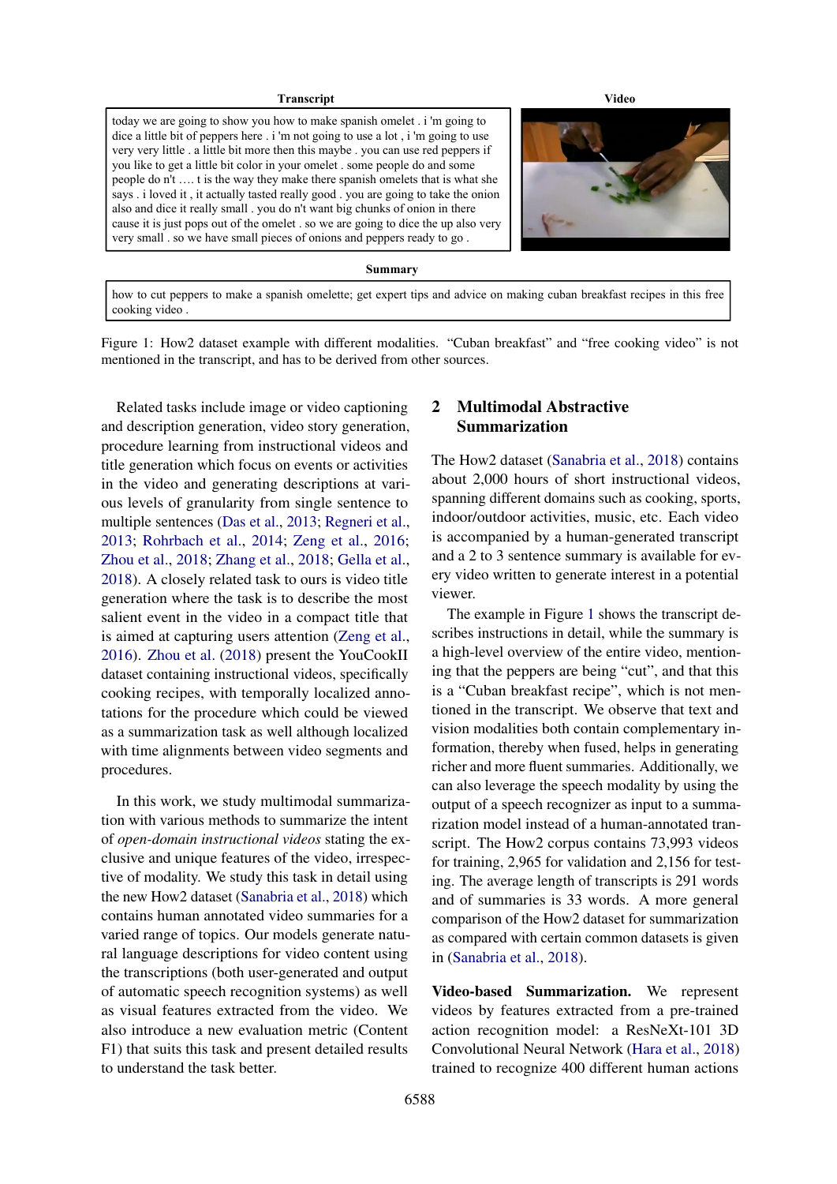**Transcript**

today we are going to show you how to make spanish omelet . i 'm going to dice a little bit of peppers here . i 'm not going to use a lot , i 'm going to use very very little . a little bit more then this maybe . you can use red peppers if you like to get a little bit color in your omelet . some people do and some people do n't …. t is the way they make there spanish omelets that is what she says . i loved it , it actually tasted really good . you are going to take the onion also and dice it really small . you do n't want big chunks of onion in there cause it is just pops out of the omelet . so we are going to dice the up also very very small . so we have small pieces of onions and peppers ready to go .

**Video**

**Summary**

how to cut peppers to make a spanish omelette; get expert tips and advice on making cuban breakfast recipes in this free cooking video .

Figure 1: How2 dataset example with different modalities. "Cuban breakfast" and "free cooking video" is not mentioned in the transcript, and has to be derived from other sources.

Related tasks include image or video captioning and description generation, video story generation, procedure learning from instructional videos and title generation which focus on events or activities in the video and generating descriptions at various levels of granularity from single sentence to multiple sentences (Das et al., 2013; Regneri et al., 2013; Rohrbach et al., 2014; Zeng et al., 2016; Zhou et al., 2018; Zhang et al., 2018; Gella et al., 2018). A closely related task to ours is video title generation where the task is to describe the most salient event in the video in a compact title that is aimed at capturing users attention (Zeng et al., 2016). Zhou et al. (2018) present the YouCookII dataset containing instructional videos, specifically cooking recipes, with temporally localized annotations for the procedure which could be viewed as a summarization task as well although localized with time alignments between video segments and procedures.

In this work, we study multimodal summarization with various methods to summarize the intent of *open-domain instructional videos* stating the exclusive and unique features of the video, irrespective of modality. We study this task in detail using the new How2 dataset (Sanabria et al., 2018) which contains human annotated video summaries for a varied range of topics. Our models generate natural language descriptions for video content using the transcriptions (both user-generated and output of automatic speech recognition systems) as well as visual features extracted from the video. We also introduce a new evaluation metric (Content F1) that suits this task and present detailed results to understand the task better.

## 2 Multimodal Abstractive Summarization

The How2 dataset (Sanabria et al., 2018) contains about 2,000 hours of short instructional videos, spanning different domains such as cooking, sports, indoor/outdoor activities, music, etc. Each video is accompanied by a human-generated transcript and a 2 to 3 sentence summary is available for every video written to generate interest in a potential viewer.

The example in Figure 1 shows the transcript describes instructions in detail, while the summary is a high-level overview of the entire video, mentioning that the peppers are being "cut", and that this is a "Cuban breakfast recipe", which is not mentioned in the transcript. We observe that text and vision modalities both contain complementary information, thereby when fused, helps in generating richer and more fluent summaries. Additionally, we can also leverage the speech modality by using the output of a speech recognizer as input to a summarization model instead of a human-annotated transcript. The How2 corpus contains 73,993 videos for training, 2,965 for validation and 2,156 for testing. The average length of transcripts is 291 words and of summaries is 33 words. A more general comparison of the How2 dataset for summarization as compared with certain common datasets is given in (Sanabria et al., 2018).

**Video-based Summarization.** We represent videos by features extracted from a pre-trained action recognition model: a ResNeXt-101 3D Convolutional Neural Network (Hara et al., 2018) trained to recognize 400 different human actions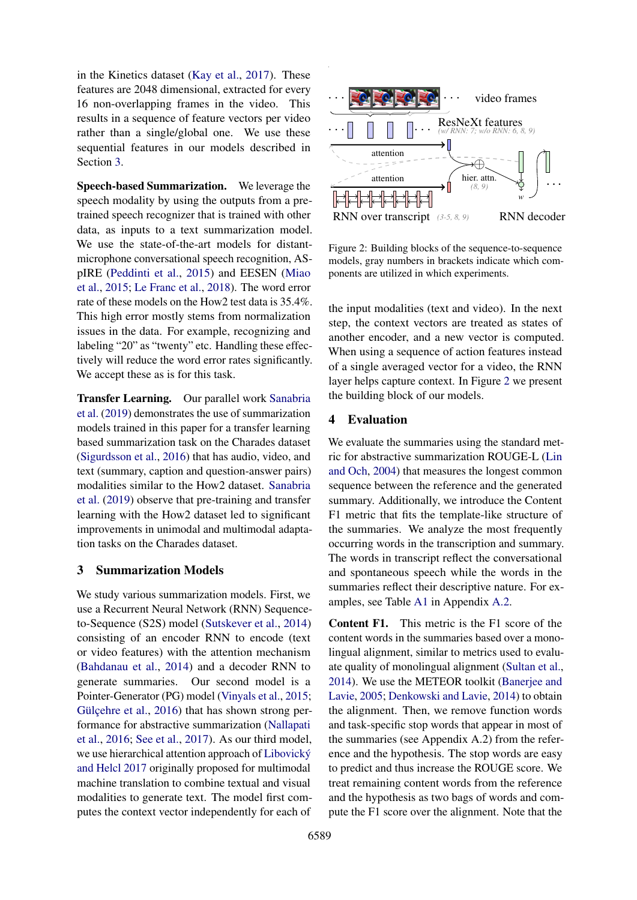in the Kinetics dataset (Kay et al., 2017). These features are 2048 dimensional, extracted for every 16 non-overlapping frames in the video. This results in a sequence of feature vectors per video rather than a single/global one. We use these sequential features in our models described in Section 3.

**Speech-based Summarization.** We leverage the speech modality by using the outputs from a pre-trained speech recognizer that is trained with other data, as inputs to a text summarization model. We use the state-of-the-art models for distant-microphone conversational speech recognition, ASpIRE (Peddinti et al., 2015) and EESEN (Miao et al., 2015; Le Franc et al., 2018). The word error rate of these models on the How2 test data is 35.4%. This high error mostly stems from normalization issues in the data. For example, recognizing and labeling "20" as "twenty" etc. Handling these effectively will reduce the word error rates significantly. We accept these as is for this task.

**Transfer Learning.** Our parallel work Sanabria et al. (2019) demonstrates the use of summarization models trained in this paper for a transfer learning based summarization task on the Charades dataset (Sigurdsson et al., 2016) that has audio, video, and text (summary, caption and question-answer pairs) modalities similar to the How2 dataset. Sanabria et al. (2019) observe that pre-training and transfer learning with the How2 dataset led to significant improvements in unimodal and multimodal adaptation tasks on the Charades dataset.

## 3 Summarization Models

We study various summarization models. First, we use a Recurrent Neural Network (RNN) Sequence-to-Sequence (S2S) model (Sutskever et al., 2014) consisting of an encoder RNN to encode (text or video features) with the attention mechanism (Bahdanau et al., 2014) and a decoder RNN to generate summaries. Our second model is a Pointer-Generator (PG) model (Vinyals et al., 2015; Gülçehre et al., 2016) that has shown strong performance for abstractive summarization (Nallapati et al., 2016; See et al., 2017). As our third model, we use hierarchical attention approach of Libovický and Helcl 2017 originally proposed for multimodal machine translation to combine textual and visual modalities to generate text. The model first computes the context vector independently for each of the input modalities (text and video). In the next step, the context vectors are treated as states of another encoder, and a new vector is computed. When using a sequence of action features instead of a single averaged vector for a video, the RNN layer helps capture context. In Figure 2 we present the building block of our models.

Figure 2: Building blocks of the sequence-to-sequence models, gray numbers in brackets indicate which components are utilized in which experiments.

## 4 Evaluation

We evaluate the summaries using the standard metric for abstractive summarization ROUGE-L (Lin and Och, 2004) that measures the longest common sequence between the reference and the generated summary. Additionally, we introduce the Content F1 metric that fits the template-like structure of the summaries. We analyze the most frequently occurring words in the transcription and summary. The words in transcript reflect the conversational and spontaneous speech while the words in the summaries reflect their descriptive nature. For examples, see Table A1 in Appendix A.2.

**Content F1.** This metric is the F1 score of the content words in the summaries based over a monolingual alignment, similar to metrics used to evaluate quality of monolingual alignment (Sultan et al., 2014). We use the METEOR toolkit (Banerjee and Lavie, 2005; Denkowski and Lavie, 2014) to obtain the alignment. Then, we remove function words and task-specific stop words that appear in most of the summaries (see Appendix A.2) from the reference and the hypothesis. The stop words are easy to predict and thus increase the ROUGE score. We treat remaining content words from the reference and the hypothesis as two bags of words and compute the F1 score over the alignment. Note that the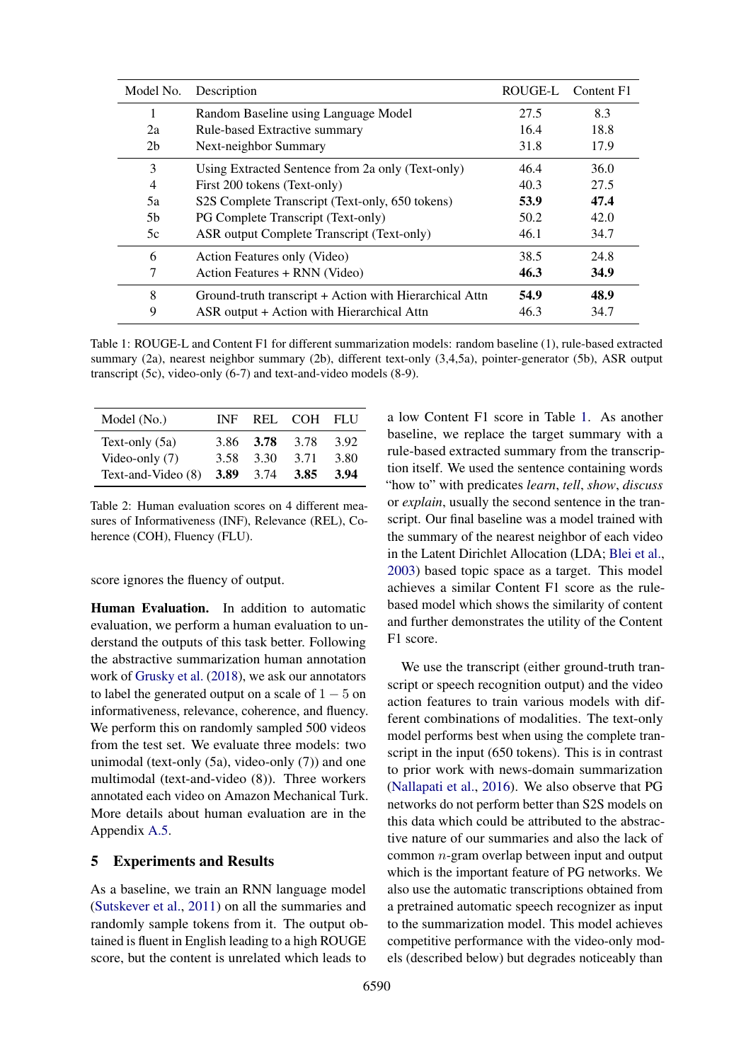| Model No. | Description | ROUGE-L | Content F1 |
|---|---|---|---|
| 1 | Random Baseline using Language Model | 27.5 | 8.3 |
| 2a | Rule-based Extractive summary | 16.4 | 18.8 |
| 2b | Next-neighbor Summary | 31.8 | 17.9 |
| 3 | Using Extracted Sentence from 2a only (Text-only) | 46.4 | 36.0 |
| 4 | First 200 tokens (Text-only) | 40.3 | 27.5 |
| 5a | S2S Complete Transcript (Text-only, 650 tokens) | **53.9** | **47.4** |
| 5b | PG Complete Transcript (Text-only) | 50.2 | 42.0 |
| 5c | ASR output Complete Transcript (Text-only) | 46.1 | 34.7 |
| 6 | Action Features only (Video) | 38.5 | 24.8 |
| 7 | Action Features + RNN (Video) | **46.3** | **34.9** |
| 8 | Ground-truth transcript + Action with Hierarchical Attn | **54.9** | **48.9** |
| 9 | ASR output + Action with Hierarchical Attn | 46.3 | 34.7 |

Table 1: ROUGE-L and Content F1 for different summarization models: random baseline (1), rule-based extracted summary (2a), nearest neighbor summary (2b), different text-only (3,4,5a), pointer-generator (5b), ASR output transcript (5c), video-only (6-7) and text-and-video models (8-9).

| Model (No.) | INF | REL | COH | FLU |
|---|---|---|---|---|
| Text-only (5a) | 3.86 | **3.78** | 3.78 | 3.92 |
| Video-only (7) | 3.58 | 3.30 | 3.71 | 3.80 |
| Text-and-Video (8) | **3.89** | 3.74 | **3.85** | **3.94** |

Table 2: Human evaluation scores on 4 different measures of Informativeness (INF), Relevance (REL), Coherence (COH), Fluency (FLU).

score ignores the fluency of output.

**Human Evaluation.** In addition to automatic evaluation, we perform a human evaluation to understand the outputs of this task better. Following the abstractive summarization human annotation work of Grusky et al. (2018), we ask our annotators to label the generated output on a scale of $1-5$ on informativeness, relevance, coherence, and fluency. We perform this on randomly sampled 500 videos from the test set. We evaluate three models: two unimodal (text-only (5a), video-only (7)) and one multimodal (text-and-video (8)). Three workers annotated each video on Amazon Mechanical Turk. More details about human evaluation are in the Appendix A.5.

## 5 Experiments and Results

As a baseline, we train an RNN language model (Sutskever et al., 2011) on all the summaries and randomly sample tokens from it. The output obtained is fluent in English leading to a high ROUGE score, but the content is unrelated which leads to a low Content F1 score in Table 1. As another baseline, we replace the target summary with a rule-based extracted summary from the transcription itself. We used the sentence containing words "how to" with predicates *learn*, *tell*, *show*, *discuss* or *explain*, usually the second sentence in the transcript. Our final baseline was a model trained with the summary of the nearest neighbor of each video in the Latent Dirichlet Allocation (LDA; Blei et al., 2003) based topic space as a target. This model achieves a similar Content F1 score as the rule-based model which shows the similarity of content and further demonstrates the utility of the Content F1 score.

We use the transcript (either ground-truth transcript or speech recognition output) and the video action features to train various models with different combinations of modalities. The text-only model performs best when using the complete transcript in the input (650 tokens). This is in contrast to prior work with news-domain summarization (Nallapati et al., 2016). We also observe that PG networks do not perform better than S2S models on this data which could be attributed to the abstractive nature of our summaries and also the lack of common $n$-gram overlap between input and output which is the important feature of PG networks. We also use the automatic transcriptions obtained from a pretrained automatic speech recognizer as input to the summarization model. This model achieves competitive performance with the video-only models (described below) but degrades noticeably than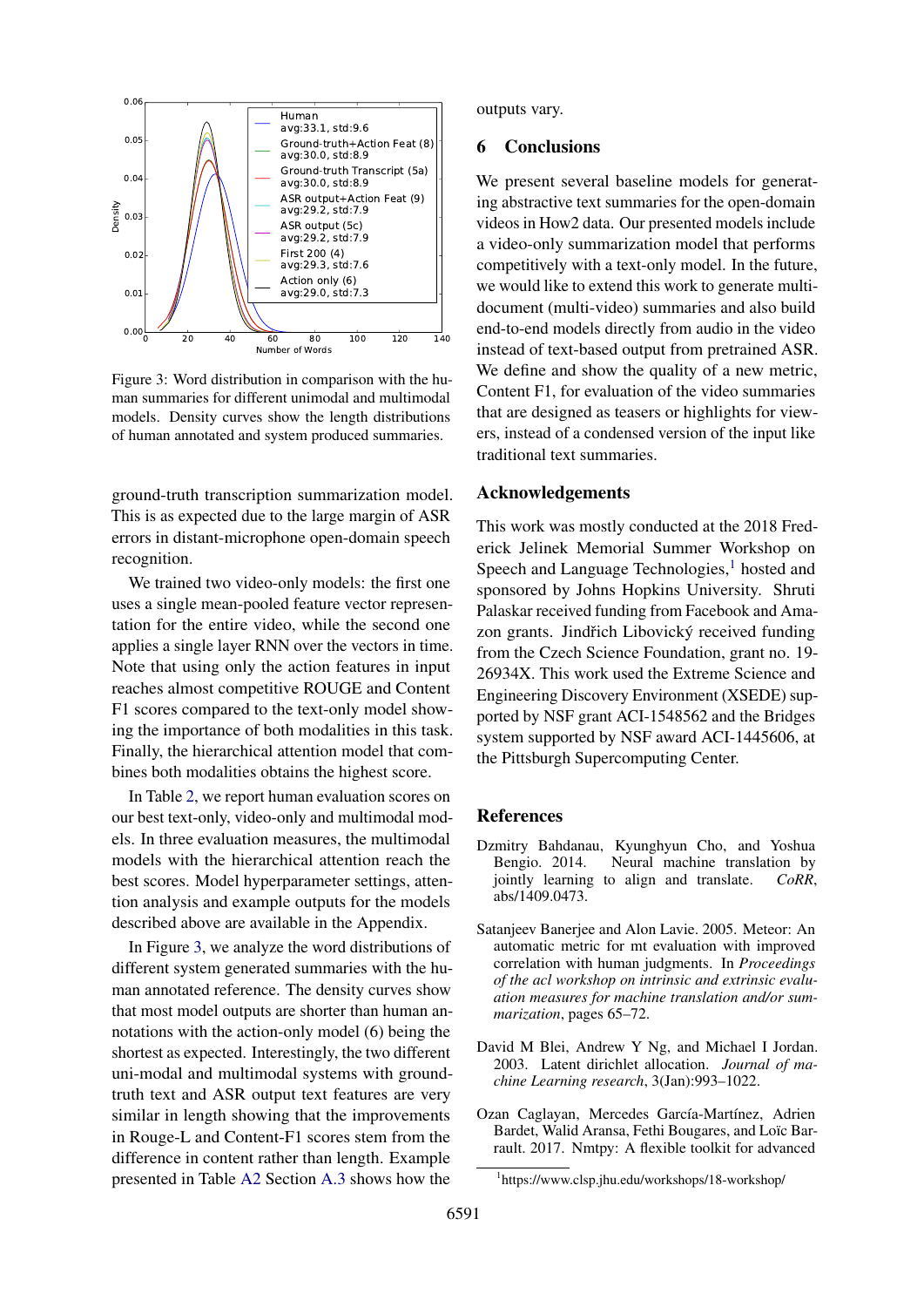Figure 3: Word distribution in comparison with the human summaries for different unimodal and multimodal models. Density curves show the length distributions of human annotated and system produced summaries.

ground-truth transcription summarization model. This is as expected due to the large margin of ASR errors in distant-microphone open-domain speech recognition.

We trained two video-only models: the first one uses a single mean-pooled feature vector representation for the entire video, while the second one applies a single layer RNN over the vectors in time. Note that using only the action features in input reaches almost competitive ROUGE and Content F1 scores compared to the text-only model showing the importance of both modalities in this task. Finally, the hierarchical attention model that combines both modalities obtains the highest score.

In Table 2, we report human evaluation scores on our best text-only, video-only and multimodal models. In three evaluation measures, the multimodal models with the hierarchical attention reach the best scores. Model hyperparameter settings, attention analysis and example outputs for the models described above are available in the Appendix.

In Figure 3, we analyze the word distributions of different system generated summaries with the human annotated reference. The density curves show that most model outputs are shorter than human annotations with the action-only model (6) being the shortest as expected. Interestingly, the two different uni-modal and multimodal systems with ground-truth text and ASR output text features are very similar in length showing that the improvements in Rouge-L and Content-F1 scores stem from the difference in content rather than length. Example presented in Table A2 Section A.3 shows how the outputs vary.

## 6 Conclusions

We present several baseline models for generating abstractive text summaries for the open-domain videos in How2 data. Our presented models include a video-only summarization model that performs competitively with a text-only model. In the future, we would like to extend this work to generate multi-document (multi-video) summaries and also build end-to-end models directly from audio in the video instead of text-based output from pretrained ASR. We define and show the quality of a new metric, Content F1, for evaluation of the video summaries that are designed as teasers or highlights for viewers, instead of a condensed version of the input like traditional text summaries.

## Acknowledgements

This work was mostly conducted at the 2018 Frederick Jelinek Memorial Summer Workshop on Speech and Language Technologies,[1] hosted and sponsored by Johns Hopkins University. Shruti Palaskar received funding from Facebook and Amazon grants. Jindřich Libovický received funding from the Czech Science Foundation, grant no. 19-26934X. This work used the Extreme Science and Engineering Discovery Environment (XSEDE) supported by NSF grant ACI-1548562 and the Bridges system supported by NSF award ACI-1445606, at the Pittsburgh Supercomputing Center.

## References

Dzmitry Bahdanau, Kyunghyun Cho, and Yoshua Bengio. 2014. Neural machine translation by jointly learning to align and translate. *CoRR*, abs/1409.0473.

Satanjeev Banerjee and Alon Lavie. 2005. Meteor: An automatic metric for mt evaluation with improved correlation with human judgments. In *Proceedings of the acl workshop on intrinsic and extrinsic evaluation measures for machine translation and/or summarization*, pages 65–72.

David M Blei, Andrew Y Ng, and Michael I Jordan. 2003. Latent dirichlet allocation. *Journal of machine Learning research*, 3(Jan):993–1022.

Ozan Caglayan, Mercedes García-Martínez, Adrien Bardet, Walid Aransa, Fethi Bougares, and Loïc Barrault. 2017. Nmtpy: A flexible toolkit for advanced

[1] https://www.clsp.jhu.edu/workshops/18-workshop/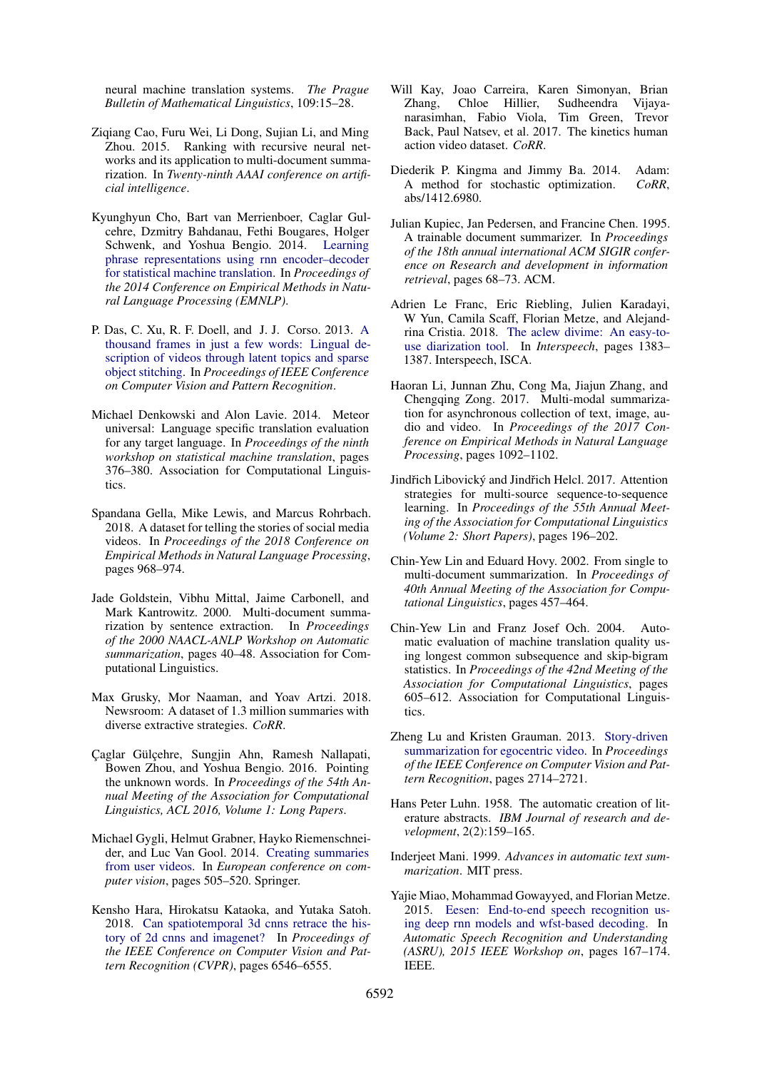neural machine translation systems. *The Prague Bulletin of Mathematical Linguistics*, 109:15–28.

Ziqiang Cao, Furu Wei, Li Dong, Sujian Li, and Ming Zhou. 2015. Ranking with recursive neural networks and its application to multi-document summarization. In *Twenty-ninth AAAI conference on artificial intelligence*.

Kyunghyun Cho, Bart van Merrienboer, Caglar Gulcehre, Dzmitry Bahdanau, Fethi Bougares, Holger Schwenk, and Yoshua Bengio. 2014. Learning phrase representations using rnn encoder–decoder for statistical machine translation. In *Proceedings of the 2014 Conference on Empirical Methods in Natural Language Processing (EMNLP)*.

P. Das, C. Xu, R. F. Doell, and J. J. Corso. 2013. A thousand frames in just a few words: Lingual description of videos through latent topics and sparse object stitching. In *Proceedings of IEEE Conference on Computer Vision and Pattern Recognition*.

Michael Denkowski and Alon Lavie. 2014. Meteor universal: Language specific translation evaluation for any target language. In *Proceedings of the ninth workshop on statistical machine translation*, pages 376–380. Association for Computational Linguistics.

Spandana Gella, Mike Lewis, and Marcus Rohrbach. 2018. A dataset for telling the stories of social media videos. In *Proceedings of the 2018 Conference on Empirical Methods in Natural Language Processing*, pages 968–974.

Jade Goldstein, Vibhu Mittal, Jaime Carbonell, and Mark Kantrowitz. 2000. Multi-document summarization by sentence extraction. In *Proceedings of the 2000 NAACL-ANLP Workshop on Automatic summarization*, pages 40–48. Association for Computational Linguistics.

Max Grusky, Mor Naaman, and Yoav Artzi. 2018. Newsroom: A dataset of 1.3 million summaries with diverse extractive strategies. *CoRR*.

Çaglar Gülçehre, Sungjin Ahn, Ramesh Nallapati, Bowen Zhou, and Yoshua Bengio. 2016. Pointing the unknown words. In *Proceedings of the 54th Annual Meeting of the Association for Computational Linguistics, ACL 2016, Volume 1: Long Papers*.

Michael Gygli, Helmut Grabner, Hayko Riemenschneider, and Luc Van Gool. 2014. Creating summaries from user videos. In *European conference on computer vision*, pages 505–520. Springer.

Kensho Hara, Hirokatsu Kataoka, and Yutaka Satoh. 2018. Can spatiotemporal 3d cnns retrace the history of 2d cnns and imagenet? In *Proceedings of the IEEE Conference on Computer Vision and Pattern Recognition (CVPR)*, pages 6546–6555.

Will Kay, Joao Carreira, Karen Simonyan, Brian Zhang, Chloe Hillier, Sudheendra Vijayanarasimhan, Fabio Viola, Tim Green, Trevor Back, Paul Natsev, et al. 2017. The kinetics human action video dataset. *CoRR*.

Diederik P. Kingma and Jimmy Ba. 2014. Adam: A method for stochastic optimization. *CoRR*, abs/1412.6980.

Julian Kupiec, Jan Pedersen, and Francine Chen. 1995. A trainable document summarizer. In *Proceedings of the 18th annual international ACM SIGIR conference on Research and development in information retrieval*, pages 68–73. ACM.

Adrien Le Franc, Eric Riebling, Julien Karadayi, W Yun, Camila Scaff, Florian Metze, and Alejandrina Cristia. 2018. The aclew divime: An easy-to-use diarization tool. In *Interspeech*, pages 1383–1387. Interspeech, ISCA.

Haoran Li, Junnan Zhu, Cong Ma, Jiajun Zhang, and Chengqing Zong. 2017. Multi-modal summarization for asynchronous collection of text, image, audio and video. In *Proceedings of the 2017 Conference on Empirical Methods in Natural Language Processing*, pages 1092–1102.

Jindřich Libovický and Jindřich Helcl. 2017. Attention strategies for multi-source sequence-to-sequence learning. In *Proceedings of the 55th Annual Meeting of the Association for Computational Linguistics (Volume 2: Short Papers)*, pages 196–202.

Chin-Yew Lin and Eduard Hovy. 2002. From single to multi-document summarization. In *Proceedings of 40th Annual Meeting of the Association for Computational Linguistics*, pages 457–464.

Chin-Yew Lin and Franz Josef Och. 2004. Automatic evaluation of machine translation quality using longest common subsequence and skip-bigram statistics. In *Proceedings of the 42nd Meeting of the Association for Computational Linguistics*, pages 605–612. Association for Computational Linguistics.

Zheng Lu and Kristen Grauman. 2013. Story-driven summarization for egocentric video. In *Proceedings of the IEEE Conference on Computer Vision and Pattern Recognition*, pages 2714–2721.

Hans Peter Luhn. 1958. The automatic creation of literature abstracts. *IBM Journal of research and development*, 2(2):159–165.

Inderjeet Mani. 1999. *Advances in automatic text summarization*. MIT press.

Yajie Miao, Mohammad Gowayyed, and Florian Metze. 2015. Eesen: End-to-end speech recognition using deep rnn models and wfst-based decoding. In *Automatic Speech Recognition and Understanding (ASRU), 2015 IEEE Workshop on*, pages 167–174. IEEE.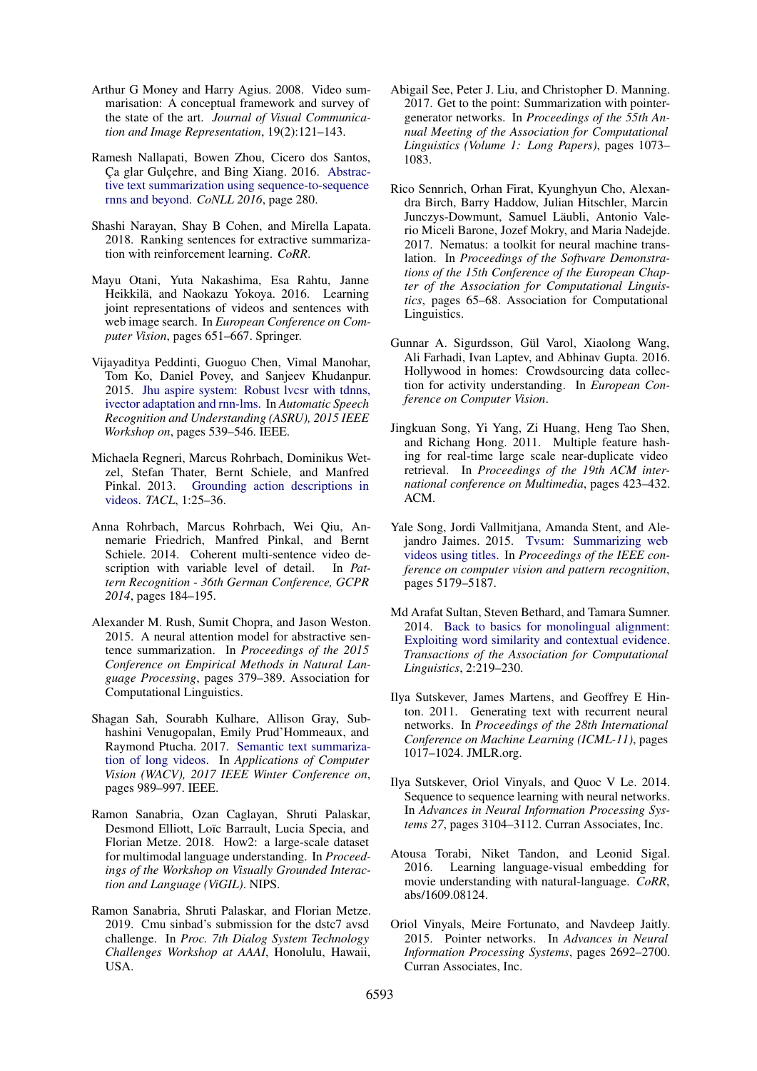Arthur G Money and Harry Agius. 2008. Video summarisation: A conceptual framework and survey of the state of the art. *Journal of Visual Communication and Image Representation*, 19(2):121–143.

Ramesh Nallapati, Bowen Zhou, Cicero dos Santos, Ça glar Gulçehre, and Bing Xiang. 2016. Abstractive text summarization using sequence-to-sequence rnns and beyond. *CoNLL 2016*, page 280.

Shashi Narayan, Shay B Cohen, and Mirella Lapata. 2018. Ranking sentences for extractive summarization with reinforcement learning. *CoRR*.

Mayu Otani, Yuta Nakashima, Esa Rahtu, Janne Heikkilä, and Naokazu Yokoya. 2016. Learning joint representations of videos and sentences with web image search. In *European Conference on Computer Vision*, pages 651–667. Springer.

Vijayaditya Peddinti, Guoguo Chen, Vimal Manohar, Tom Ko, Daniel Povey, and Sanjeev Khudanpur. 2015. Jhu aspire system: Robust lvcsr with tdnns, ivector adaptation and rnn-lms. In *Automatic Speech Recognition and Understanding (ASRU), 2015 IEEE Workshop on*, pages 539–546. IEEE.

Michaela Regneri, Marcus Rohrbach, Dominikus Wetzel, Stefan Thater, Bernt Schiele, and Manfred Pinkal. 2013. Grounding action descriptions in videos. *TACL*, 1:25–36.

Anna Rohrbach, Marcus Rohrbach, Wei Qiu, Annemarie Friedrich, Manfred Pinkal, and Bernt Schiele. 2014. Coherent multi-sentence video description with variable level of detail. In *Pattern Recognition - 36th German Conference, GCPR 2014*, pages 184–195.

Alexander M. Rush, Sumit Chopra, and Jason Weston. 2015. A neural attention model for abstractive sentence summarization. In *Proceedings of the 2015 Conference on Empirical Methods in Natural Language Processing*, pages 379–389. Association for Computational Linguistics.

Shagan Sah, Sourabh Kulhare, Allison Gray, Subhashini Venugopalan, Emily Prud'Hommeaux, and Raymond Ptucha. 2017. Semantic text summarization of long videos. In *Applications of Computer Vision (WACV), 2017 IEEE Winter Conference on*, pages 989–997. IEEE.

Ramon Sanabria, Ozan Caglayan, Shruti Palaskar, Desmond Elliott, Loïc Barrault, Lucia Specia, and Florian Metze. 2018. How2: a large-scale dataset for multimodal language understanding. In *Proceedings of the Workshop on Visually Grounded Interaction and Language (ViGIL)*. NIPS.

Ramon Sanabria, Shruti Palaskar, and Florian Metze. 2019. Cmu sinbad's submission for the dstc7 avsd challenge. In *Proc. 7th Dialog System Technology Challenges Workshop at AAAI*, Honolulu, Hawaii, USA.

Abigail See, Peter J. Liu, and Christopher D. Manning. 2017. Get to the point: Summarization with pointer-generator networks. In *Proceedings of the 55th Annual Meeting of the Association for Computational Linguistics (Volume 1: Long Papers)*, pages 1073–1083.

Rico Sennrich, Orhan Firat, Kyunghyun Cho, Alexandra Birch, Barry Haddow, Julian Hitschler, Marcin Junczys-Dowmunt, Samuel Läubli, Antonio Valerio Miceli Barone, Jozef Mokry, and Maria Nadejde. 2017. Nematus: a toolkit for neural machine translation. In *Proceedings of the Software Demonstrations of the 15th Conference of the European Chapter of the Association for Computational Linguistics*, pages 65–68. Association for Computational Linguistics.

Gunnar A. Sigurdsson, Gül Varol, Xiaolong Wang, Ali Farhadi, Ivan Laptev, and Abhinav Gupta. 2016. Hollywood in homes: Crowdsourcing data collection for activity understanding. In *European Conference on Computer Vision*.

Jingkuan Song, Yi Yang, Zi Huang, Heng Tao Shen, and Richang Hong. 2011. Multiple feature hashing for real-time large scale near-duplicate video retrieval. In *Proceedings of the 19th ACM international conference on Multimedia*, pages 423–432. ACM.

Yale Song, Jordi Vallmitjana, Amanda Stent, and Alejandro Jaimes. 2015. Tvsum: Summarizing web videos using titles. In *Proceedings of the IEEE conference on computer vision and pattern recognition*, pages 5179–5187.

Md Arafat Sultan, Steven Bethard, and Tamara Sumner. 2014. Back to basics for monolingual alignment: Exploiting word similarity and contextual evidence. *Transactions of the Association for Computational Linguistics*, 2:219–230.

Ilya Sutskever, James Martens, and Geoffrey E Hinton. 2011. Generating text with recurrent neural networks. In *Proceedings of the 28th International Conference on Machine Learning (ICML-11)*, pages 1017–1024. JMLR.org.

Ilya Sutskever, Oriol Vinyals, and Quoc V Le. 2014. Sequence to sequence learning with neural networks. In *Advances in Neural Information Processing Systems 27*, pages 3104–3112. Curran Associates, Inc.

Atousa Torabi, Niket Tandon, and Leonid Sigal. 2016. Learning language-visual embedding for movie understanding with natural-language. *CoRR*, abs/1609.08124.

Oriol Vinyals, Meire Fortunato, and Navdeep Jaitly. 2015. Pointer networks. In *Advances in Neural Information Processing Systems*, pages 2692–2700. Curran Associates, Inc.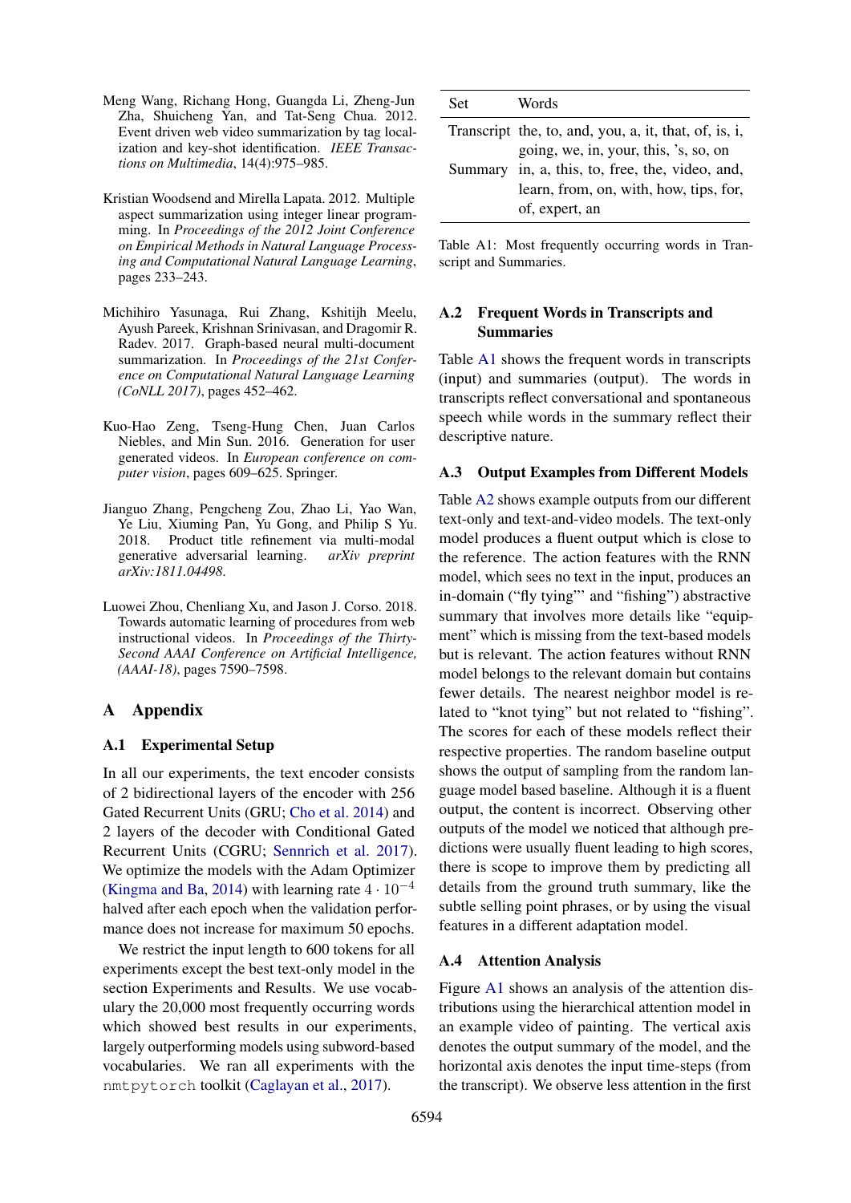Meng Wang, Richang Hong, Guangda Li, Zheng-Jun Zha, Shuicheng Yan, and Tat-Seng Chua. 2012. Event driven web video summarization by tag localization and key-shot identification. *IEEE Transactions on Multimedia*, 14(4):975–985.

Kristian Woodsend and Mirella Lapata. 2012. Multiple aspect summarization using integer linear programming. In *Proceedings of the 2012 Joint Conference on Empirical Methods in Natural Language Processing and Computational Natural Language Learning*, pages 233–243.

Michihiro Yasunaga, Rui Zhang, Kshitijh Meelu, Ayush Pareek, Krishnan Srinivasan, and Dragomir R. Radev. 2017. Graph-based neural multi-document summarization. In *Proceedings of the 21st Conference on Computational Natural Language Learning (CoNLL 2017)*, pages 452–462.

Kuo-Hao Zeng, Tseng-Hung Chen, Juan Carlos Niebles, and Min Sun. 2016. Generation for user generated videos. In *European conference on computer vision*, pages 609–625. Springer.

Jianguo Zhang, Pengcheng Zou, Zhao Li, Yao Wan, Ye Liu, Xiuming Pan, Yu Gong, and Philip S Yu. 2018. Product title refinement via multi-modal generative adversarial learning. *arXiv preprint arXiv:1811.04498*.

Luowei Zhou, Chenliang Xu, and Jason J. Corso. 2018. Towards automatic learning of procedures from web instructional videos. In *Proceedings of the Thirty-Second AAAI Conference on Artificial Intelligence, (AAAI-18)*, pages 7590–7598.

# A Appendix

## A.1 Experimental Setup

In all our experiments, the text encoder consists of 2 bidirectional layers of the encoder with 256 Gated Recurrent Units (GRU; Cho et al. 2014) and 2 layers of the decoder with Conditional Gated Recurrent Units (CGRU; Sennrich et al. 2017). We optimize the models with the Adam Optimizer (Kingma and Ba, 2014) with learning rate $4 \cdot 10^{-4}$ halved after each epoch when the validation performance does not increase for maximum 50 epochs.

We restrict the input length to 600 tokens for all experiments except the best text-only model in the section Experiments and Results. We use vocabulary the 20,000 most frequently occurring words which showed best results in our experiments, largely outperforming models using subword-based vocabularies. We ran all experiments with the `nmtpytorch` toolkit (Caglayan et al., 2017).

| Set | Words |
|---|---|
| Transcript | the, to, and, you, a, it, that, of, is, i, going, we, in, your, this, 's, so, on |
| Summary | in, a, this, to, free, the, video, and, learn, from, on, with, how, tips, for, of, expert, an |

Table A1: Most frequently occurring words in Transcript and Summaries.

## A.2 Frequent Words in Transcripts and Summaries

Table A1 shows the frequent words in transcripts (input) and summaries (output). The words in transcripts reflect conversational and spontaneous speech while words in the summary reflect their descriptive nature.

## A.3 Output Examples from Different Models

Table A2 shows example outputs from our different text-only and text-and-video models. The text-only model produces a fluent output which is close to the reference. The action features with the RNN model, which sees no text in the input, produces an in-domain ("fly tying"' and "fishing") abstractive summary that involves more details like "equipment" which is missing from the text-based models but is relevant. The action features without RNN model belongs to the relevant domain but contains fewer details. The nearest neighbor model is related to "knot tying" but not related to "fishing". The scores for each of these models reflect their respective properties. The random baseline output shows the output of sampling from the random language model based baseline. Although it is a fluent output, the content is incorrect. Observing other outputs of the model we noticed that although predictions were usually fluent leading to high scores, there is scope to improve them by predicting all details from the ground truth summary, like the subtle selling point phrases, or by using the visual features in a different adaptation model.

## A.4 Attention Analysis

Figure A1 shows an analysis of the attention distributions using the hierarchical attention model in an example video of painting. The vertical axis denotes the output summary of the model, and the horizontal axis denotes the input time-steps (from the transcript). We observe less attention in the first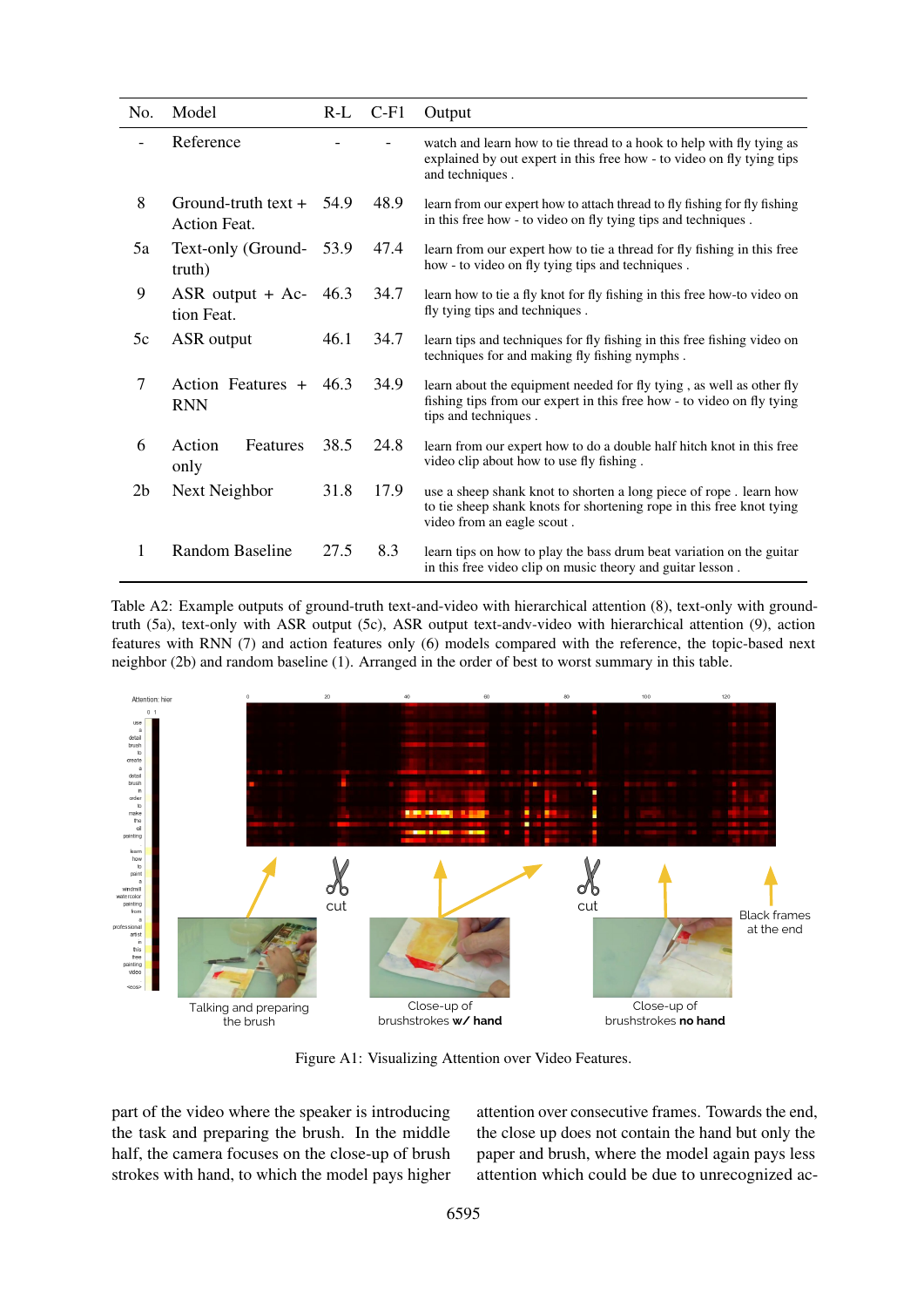| No. | Model | R-L | C-F1 | Output |
|---|---|---|---|---|
| - | Reference | - | - | watch and learn how to tie thread to a hook to help with fly tying as explained by out expert in this free how - to video on fly tying tips and techniques . |
| 8 | Ground-truth text + Action Feat. | 54.9 | 48.9 | learn from our expert how to attach thread to fly fishing for fly fishing in this free how - to video on fly tying tips and techniques . |
| 5a | Text-only (Ground-truth) | 53.9 | 47.4 | learn from our expert how to tie a thread for fly fishing in this free how - to video on fly tying tips and techniques . |
| 9 | ASR output + Action Feat. | 46.3 | 34.7 | learn how to tie a fly knot for fly fishing in this free how-to video on fly tying tips and techniques . |
| 5c | ASR output | 46.1 | 34.7 | learn tips and techniques for fly fishing in this free fishing video on techniques for and making fly fishing nymphs . |
| 7 | Action Features + RNN | 46.3 | 34.9 | learn about the equipment needed for fly tying , as well as other fly fishing tips from our expert in this free how - to video on fly tying tips and techniques . |
| 6 | Action Features only | 38.5 | 24.8 | learn from our expert how to do a double half hitch knot in this free video clip about how to use fly fishing . |
| 2b | Next Neighbor | 31.8 | 17.9 | use a sheep shank knot to shorten a long piece of rope . learn how to tie sheep shank knots for shortening rope in this free knot tying video from an eagle scout . |
| 1 | Random Baseline | 27.5 | 8.3 | learn tips on how to play the bass drum beat variation on the guitar in this free video clip on music theory and guitar lesson . |

Table A2: Example outputs of ground-truth text-and-video with hierarchical attention (8), text-only with ground-truth (5a), text-only with ASR output (5c), ASR output text-andv-video with hierarchical attention (9), action features with RNN (7) and action features only (6) models compared with the reference, the topic-based next neighbor (2b) and random baseline (1). Arranged in the order of best to worst summary in this table.

Figure A1: Visualizing Attention over Video Features.

part of the video where the speaker is introducing the task and preparing the brush. In the middle half, the camera focuses on the close-up of brush strokes with hand, to which the model pays higher attention over consecutive frames. Towards the end, the close up does not contain the hand but only the paper and brush, where the model again pays less attention which could be due to unrecognized ac-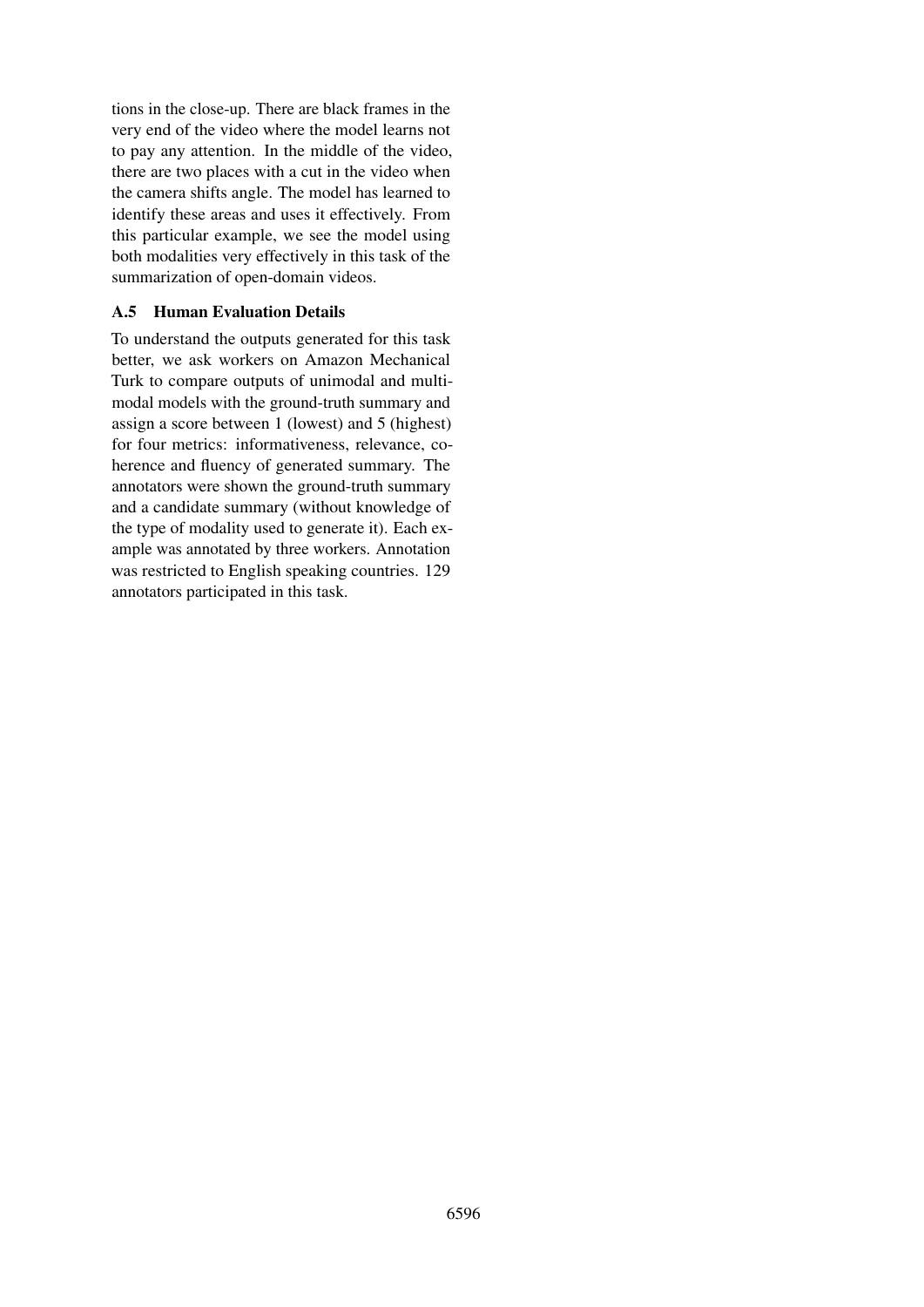tions in the close-up. There are black frames in the very end of the video where the model learns not to pay any attention. In the middle of the video, there are two places with a cut in the video when the camera shifts angle. The model has learned to identify these areas and uses it effectively. From this particular example, we see the model using both modalities very effectively in this task of the summarization of open-domain videos.

### A.5 Human Evaluation Details

To understand the outputs generated for this task better, we ask workers on Amazon Mechanical Turk to compare outputs of unimodal and multimodal models with the ground-truth summary and assign a score between 1 (lowest) and 5 (highest) for four metrics: informativeness, relevance, coherence and fluency of generated summary. The annotators were shown the ground-truth summary and a candidate summary (without knowledge of the type of modality used to generate it). Each example was annotated by three workers. Annotation was restricted to English speaking countries. 129 annotators participated in this task.